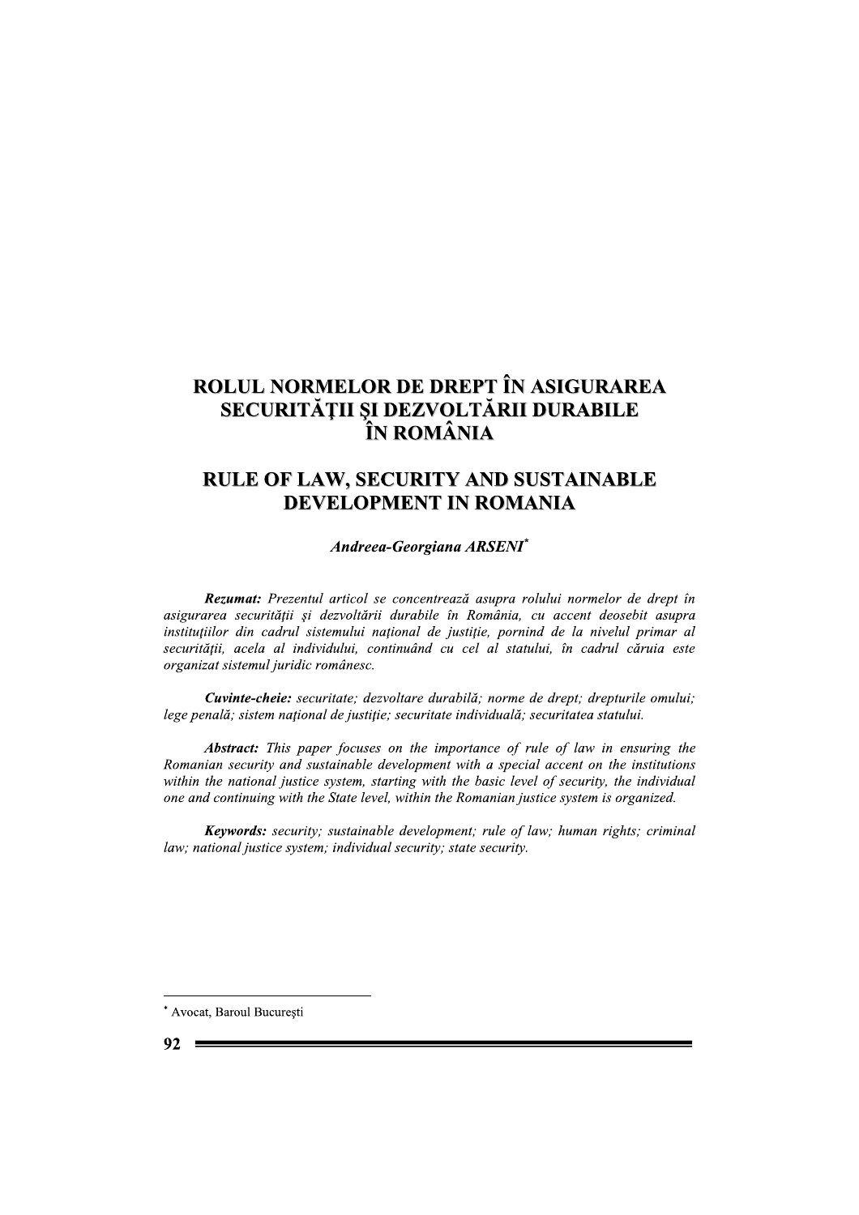# ROLUL NORMELOR DE DREPT ÎN ASIGURAREA SECURITĂŢII ŞI DEZVOLTĂRII DURABILE ÎN ROMÂNIA

# RULE OF LAW, SECURITY AND SUSTAINABLE DEVELOPMENT IN ROMANIA

***Andreea-Georgiana ARSENI****

***Rezumat:*** *Prezentul articol se concentrează asupra rolului normelor de drept în asigurarea securităţii şi dezvoltării durabile în România, cu accent deosebit asupra instituţiilor din cadrul sistemului naţional de justiţie, pornind de la nivelul primar al securităţii, acela al individului, continuând cu cel al statului, în cadrul căruia este organizat sistemul juridic românesc.*

***Cuvinte-cheie:*** *securitate; dezvoltare durabilă; norme de drept; drepturile omului; lege penală; sistem naţional de justiţie; securitate individuală; securitatea statului.*

***Abstract:*** *This paper focuses on the importance of rule of law in ensuring the Romanian security and sustainable development with a special accent on the institutions within the national justice system, starting with the basic level of security, the individual one and continuing with the State level, within the Romanian justice system is organized.*

***Keywords:*** *security; sustainable development; rule of law; human rights; criminal law; national justice system; individual security; state security.*

---

* Avocat, Baroul Bucureşti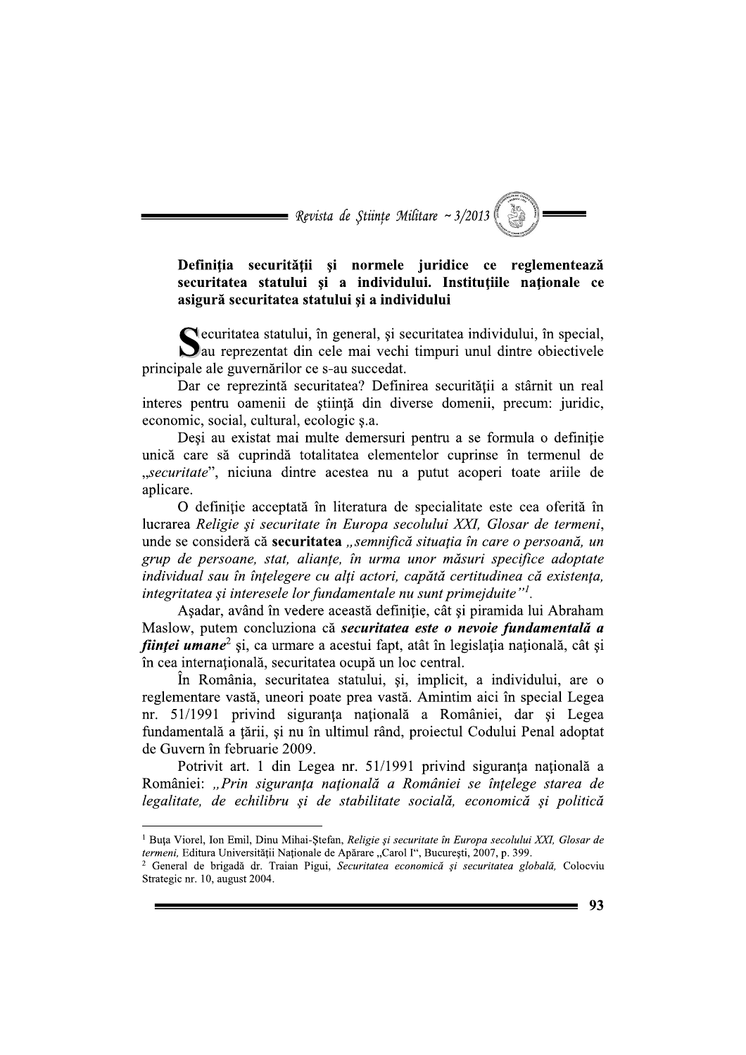## Definiția securității și normele juridice ce reglementează securitatea statului și a individului. Instituțiile naționale ce asigură securitatea statului și a individului

Securitatea statului, în general, și securitatea individului, în special, au reprezentat din cele mai vechi timpuri unul dintre obiectivele principale ale guvernărilor ce s-au succedat.

Dar ce reprezintă securitatea? Definirea securității a stârnit un real interes pentru oamenii de știință din diverse domenii, precum: juridic, economic, social, cultural, ecologic ș.a.

Deși au existat mai multe demersuri pentru a se formula o definiție unică care să cuprindă totalitatea elementelor cuprinse în termenul de „*securitate*", niciuna dintre acestea nu a putut acoperi toate ariile de aplicare.

O definiție acceptată în literatura de specialitate este cea oferită în lucrarea *Religie și securitate în Europa secolului XXI, Glosar de termeni*, unde se consideră că **securitatea** *„semnifică situația în care o persoană, un grup de persoane, stat, alianțe, în urma unor măsuri specifice adoptate individual sau în înțelegere cu alți actori, capătă certitudinea că existența, integritatea și interesele lor fundamentale nu sunt primejduite"*[1].

Așadar, având în vedere această definiție, cât și piramida lui Abraham Maslow, putem concluziona că ***securitatea este o nevoie fundamentală a ființei umane***[2] și, ca urmare a acestui fapt, atât în legislația națională, cât și în cea internațională, securitatea ocupă un loc central.

În România, securitatea statului, și, implicit, a individului, are o reglementare vastă, uneori poate prea vastă. Amintim aici în special Legea nr. 51/1991 privind siguranța națională a României, dar și Legea fundamentală a țării, și nu în ultimul rând, proiectul Codului Penal adoptat de Guvern în februarie 2009.

Potrivit art. 1 din Legea nr. 51/1991 privind siguranța națională a României: *„Prin siguranța națională a României se înțelege starea de legalitate, de echilibru și de stabilitate socială, economică și politică*

---

[1] Buța Viorel, Ion Emil, Dinu Mihai-Ștefan, *Religie și securitate în Europa secolului XXI, Glosar de termeni,* Editura Universității Naționale de Apărare „Carol I", București, 2007, p. 399.

[2] General de brigadă dr. Traian Pigui, *Securitatea economică și securitatea globală,* Colocviu Strategic nr. 10, august 2004.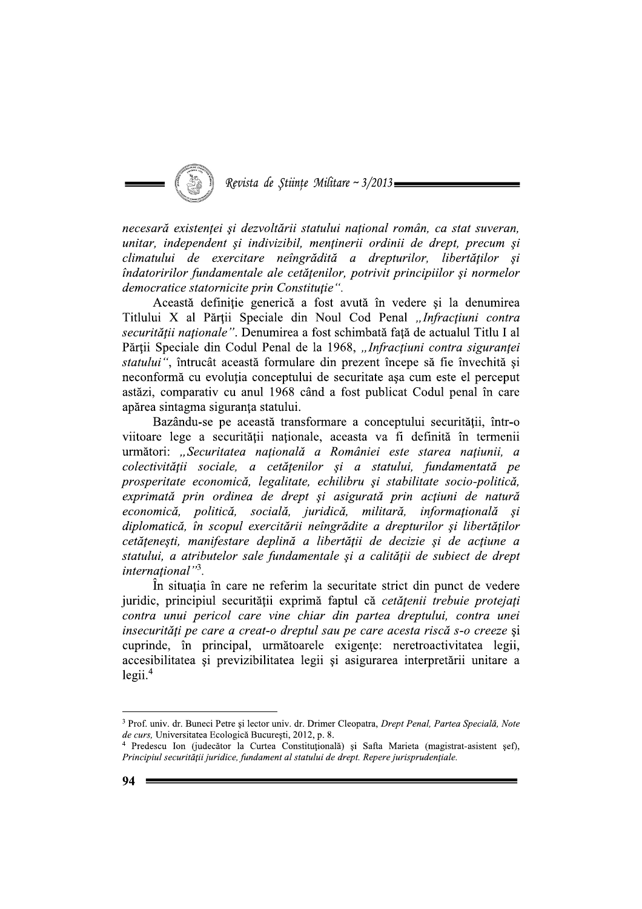*necesară existenţei şi dezvoltării statului naţional român, ca stat suveran, unitar, independent şi indivizibil, menţinerii ordinii de drept, precum şi climatului de exercitare neîngrădită a drepturilor, libertăţilor şi îndatoririlor fundamentale ale cetăţenilor, potrivit principiilor şi normelor democratice statornicite prin Constituţie".*

Această definiţie generică a fost avută în vedere şi la denumirea Titlului X al Părţii Speciale din Noul Cod Penal *„Infracţiuni contra securităţii naţionale"*. Denumirea a fost schimbată faţă de actualul Titlu I al Părţii Speciale din Codul Penal de la 1968, *„Infracţiuni contra siguranţei statului"*, întrucât această formulare din prezent începe să fie învechită şi neconformă cu evoluţia conceptului de securitate aşa cum este el perceput astăzi, comparativ cu anul 1968 când a fost publicat Codul penal în care apărea sintagma siguranţa statului.

Bazându-se pe această transformare a conceptului securităţii, într-o viitoare lege a securităţii naţionale, aceasta va fi definită în termenii următori: *„Securitatea naţională a României este starea naţiunii, a colectivităţii sociale, a cetăţenilor şi a statului, fundamentată pe prosperitate economică, legalitate, echilibru şi stabilitate socio-politică, exprimată prin ordinea de drept şi asigurată prin acţiuni de natură economică, politică, socială, juridică, militară, informaţională şi diplomatică, în scopul exercitării neîngrădite a drepturilor şi libertăţilor cetăţeneşti, manifestare deplină a libertăţii de decizie şi de acţiune a statului, a atributelor sale fundamentale şi a calităţii de subiect de drept internaţional"*[3].

În situaţia în care ne referim la securitate strict din punct de vedere juridic, principiul securităţii exprimă faptul că *cetăţenii trebuie protejaţi contra unui pericol care vine chiar din partea dreptului, contra unei insecurităţi pe care a creat-o dreptul sau pe care acesta riscă s-o creeze* şi cuprinde, în principal, următoarele exigenţe: neretroactivitatea legii, accesibilitatea şi previzibilitatea legii şi asigurarea interpretării unitare a legii.[4]

---

[3] Prof. univ. dr. Buneci Petre şi lector univ. dr. Drimer Cleopatra, *Drept Penal, Partea Specială, Note de curs,* Universitatea Ecologică Bucureşti, 2012, p. 8.

[4] Predescu Ion (judecător la Curtea Constituţională) şi Safta Marieta (magistrat-asistent şef), *Principiul securităţii juridice, fundament al statului de drept. Repere jurisprudenţiale.*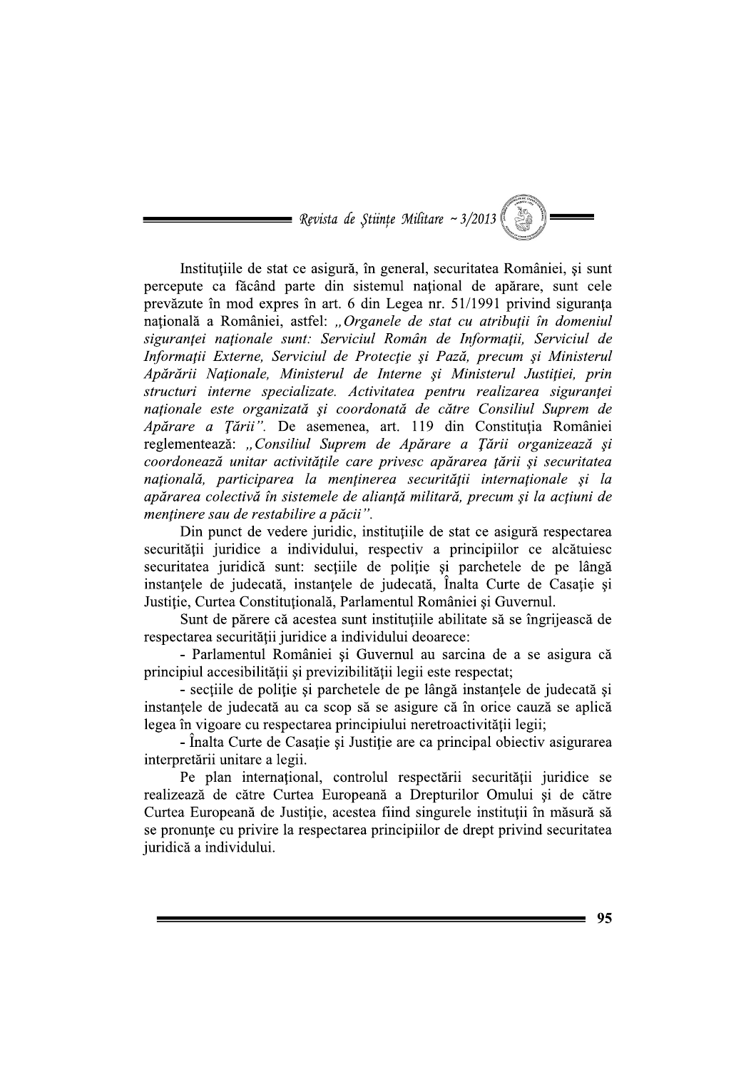Instituțiile de stat ce asigură, în general, securitatea României, și sunt percepute ca făcând parte din sistemul național de apărare, sunt cele prevăzute în mod expres în art. 6 din Legea nr. 51/1991 privind siguranța națională a României, astfel: *„Organele de stat cu atribuții în domeniul siguranței naționale sunt: Serviciul Român de Informații, Serviciul de Informații Externe, Serviciul de Protecție și Pază, precum și Ministerul Apărării Naționale, Ministerul de Interne și Ministerul Justiției, prin structuri interne specializate. Activitatea pentru realizarea siguranței naționale este organizată și coordonată de către Consiliul Suprem de Apărare a Țării"*. De asemenea, art. 119 din Constituția României reglementează: *„Consiliul Suprem de Apărare a Țării organizează și coordonează unitar activitățile care privesc apărarea țării și securitatea națională, participarea la menținerea securității internaționale și la apărarea colectivă în sistemele de alianță militară, precum și la acțiuni de menținere sau de restabilire a păcii"*.

Din punct de vedere juridic, instituțiile de stat ce asigură respectarea securității juridice a individului, respectiv a principiilor ce alcătuiesc securitatea juridică sunt: secțiile de poliție și parchetele de pe lângă instanțele de judecată, instanțele de judecată, Înalta Curte de Casație și Justiție, Curtea Constituțională, Parlamentul României și Guvernul.

Sunt de părere că acestea sunt instituțiile abilitate să se îngrijească de respectarea securității juridice a individului deoarece:

- Parlamentul României și Guvernul au sarcina de a se asigura că principiul accesibilității și previzibilității legii este respectat;
- secțiile de poliție și parchetele de pe lângă instanțele de judecată și instanțele de judecată au ca scop să se asigure că în orice cauză se aplică legea în vigoare cu respectarea principiului neretroactivității legii;
- Înalta Curte de Casație și Justiție are ca principal obiectiv asigurarea interpretării unitare a legii.

Pe plan internațional, controlul respectării securității juridice se realizează de către Curtea Europeană a Drepturilor Omului și de către Curtea Europeană de Justiție, acestea fiind singurele instituții în măsură să se pronunțe cu privire la respectarea principiilor de drept privind securitatea juridică a individului.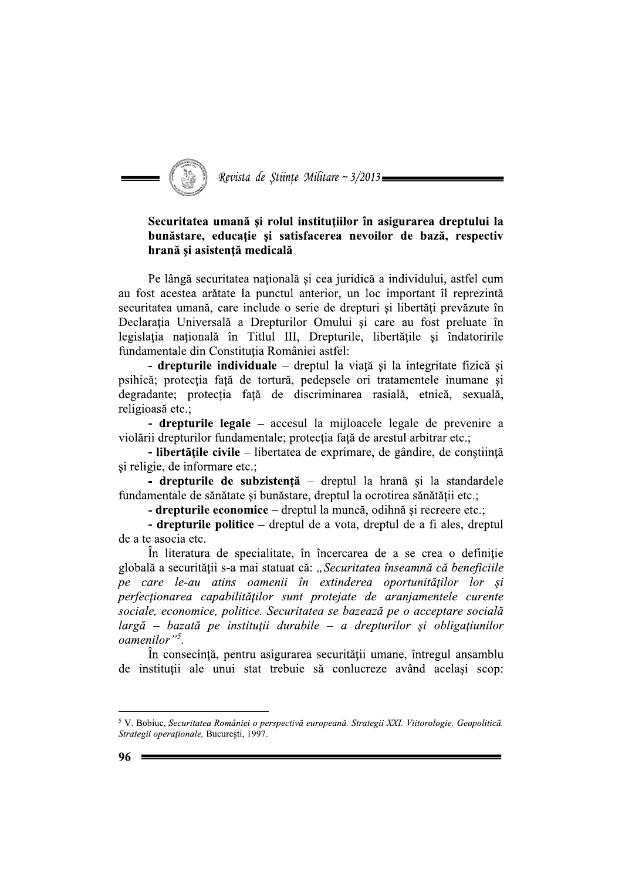### Securitatea umană și rolul instituțiilor în asigurarea dreptului la bunăstare, educație și satisfacerea nevoilor de bază, respectiv hrană și asistență medicală

Pe lângă securitatea națională și cea juridică a individului, astfel cum au fost acestea arătate la punctul anterior, un loc important îl reprezintă securitatea umană, care include o serie de drepturi și libertăți prevăzute în Declarația Universală a Drepturilor Omului și care au fost preluate în legislația națională în Titlul III, Drepturile, libertățile și îndatoririle fundamentale din Constituția României astfel:

- **drepturile individuale** – dreptul la viață și la integritate fizică și psihică; protecția față de tortură, pedepsele ori tratamentele inumane și degradante; protecția față de discriminarea rasială, etnică, sexuală, religioasă etc.;
- **drepturile legale** – accesul la mijloacele legale de prevenire a violării drepturilor fundamentale; protecția față de arestul arbitrar etc.;
- **libertățile civile** – libertatea de exprimare, de gândire, de conștiință și religie, de informare etc.;
- **drepturile de subzistență** – dreptul la hrană și la standardele fundamentale de sănătate și bunăstare, dreptul la ocrotirea sănătății etc.;
- **drepturile economice** – dreptul la muncă, odihnă și recreere etc.;
- **drepturile politice** – dreptul de a vota, dreptul de a fi ales, dreptul de a te asocia etc.

În literatura de specialitate, în încercarea de a se crea o definiție globală a securității s-a mai statuat că: *„Securitatea înseamnă că beneficiile pe care le-au atins oamenii în extinderea oportunităților lor și perfecționarea capabilităților sunt protejate de aranjamentele curente sociale, economice, politice. Securitatea se bazează pe o acceptare socială largă – bazată pe instituții durabile – a drepturilor și obligațiunilor oamenilor”*[5].

În consecință, pentru asigurarea securității umane, întregul ansamblu de instituții ale unui stat trebuie să conlucreze având același scop:

---

[5] V. Bobiuc, *Securitatea României o perspectivă europeană. Strategii XXI. Viitorologie. Geopolitică. Strategii operaționale,* București, 1997.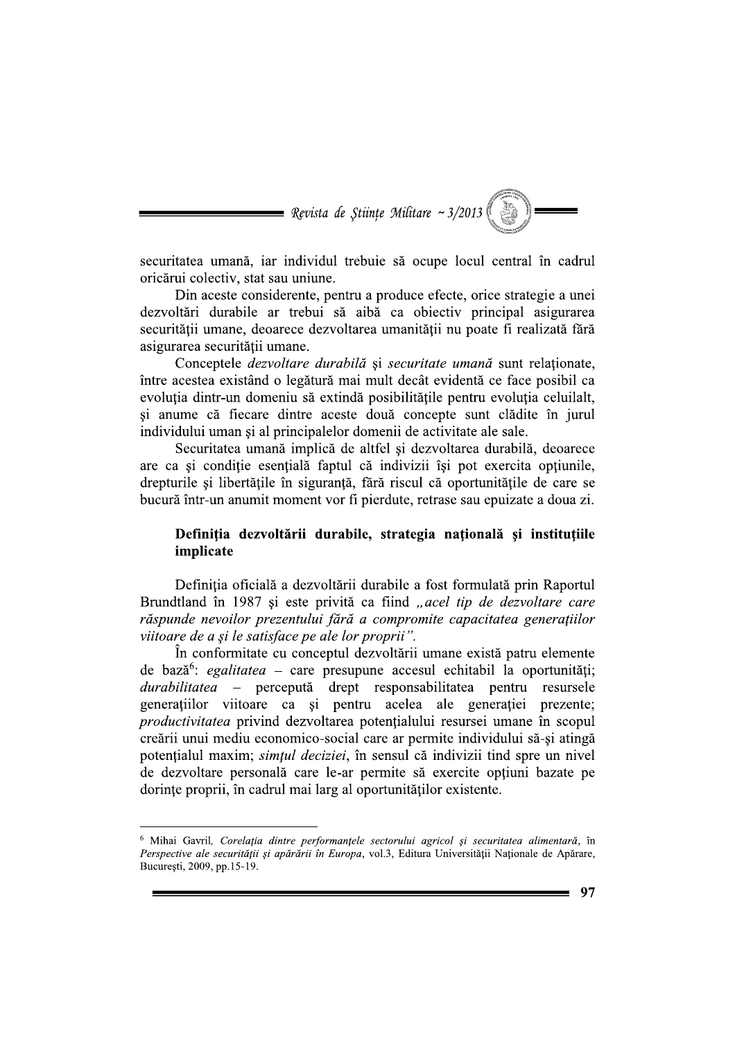securitatea umană, iar individul trebuie să ocupe locul central în cadrul oricărui colectiv, stat sau uniune.

Din aceste considerente, pentru a produce efecte, orice strategie a unei dezvoltări durabile ar trebui să aibă ca obiectiv principal asigurarea securității umane, deoarece dezvoltarea umanității nu poate fi realizată fără asigurarea securității umane.

Conceptele *dezvoltare durabilă* și *securitate umană* sunt relaționate, între acestea existând o legătură mai mult decât evidentă ce face posibil ca evoluția dintr-un domeniu să extindă posibilitățile pentru evoluția celuilalt, și anume că fiecare dintre aceste două concepte sunt clădite în jurul individului uman și al principalelor domenii de activitate ale sale.

Securitatea umană implică de altfel și dezvoltarea durabilă, deoarece are ca și condiție esențială faptul că indivizii își pot exercita opțiunile, drepturile și libertățile în siguranță, fără riscul că oportunitățile de care se bucură într-un anumit moment vor fi pierdute, retrase sau epuizate a doua zi.

## Definiția dezvoltării durabile, strategia națională și instituțiile implicate

Definiția oficială a dezvoltării durabile a fost formulată prin Raportul Brundtland în 1987 și este privită ca fiind *„acel tip de dezvoltare care răspunde nevoilor prezentului fără a compromite capacitatea generațiilor viitoare de a și le satisface pe ale lor proprii"*.

În conformitate cu conceptul dezvoltării umane există patru elemente de bază[6]: *egalitatea* – care presupune accesul echitabil la oportunități; *durabilitatea* – percepută drept responsabilitatea pentru resursele generațiilor viitoare ca și pentru acelea ale generației prezente; *productivitatea* privind dezvoltarea potențialului resursei umane în scopul creării unui mediu economico-social care ar permite individului să-și atingă potențialul maxim; *simțul deciziei*, în sensul că indivizii tind spre un nivel de dezvoltare personală care le-ar permite să exercite opțiuni bazate pe dorințe proprii, în cadrul mai larg al oportunităților existente.

---

[6] Mihai Gavril, *Corelația dintre performanțele sectorului agricol și securitatea alimentară*, în *Perspective ale securității și apărării în Europa*, vol.3, Editura Universității Naționale de Apărare, București, 2009, pp.15-19.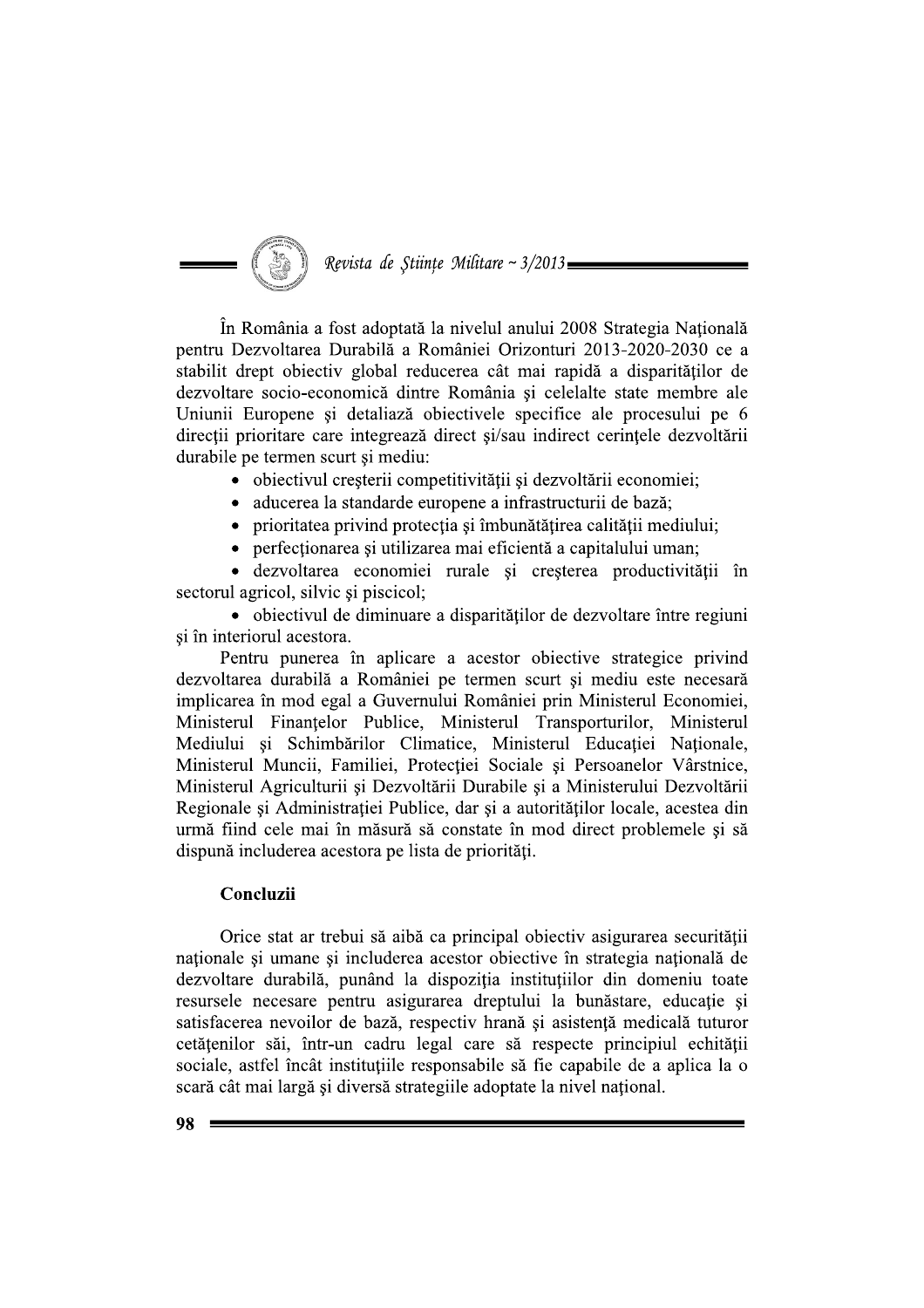În România a fost adoptată la nivelul anului 2008 Strategia Națională pentru Dezvoltarea Durabilă a României Orizonturi 2013-2020-2030 ce a stabilit drept obiectiv global reducerea cât mai rapidă a disparităţilor de dezvoltare socio-economică dintre România şi celelalte state membre ale Uniunii Europene şi detaliază obiectivele specifice ale procesului pe 6 direcţii prioritare care integrează direct şi/sau indirect cerinţele dezvoltării durabile pe termen scurt şi mediu:

- obiectivul creşterii competitivităţii şi dezvoltării economiei;
- aducerea la standarde europene a infrastructurii de bază;
- prioritatea privind protecţia şi îmbunătăţirea calităţii mediului;
- perfecţionarea şi utilizarea mai eficientă a capitalului uman;
- dezvoltarea economiei rurale şi creşterea productivităţii în sectorul agricol, silvic şi piscicol;
- obiectivul de diminuare a disparităţilor de dezvoltare între regiuni şi în interiorul acestora.

Pentru punerea în aplicare a acestor obiective strategice privind dezvoltarea durabilă a României pe termen scurt şi mediu este necesară implicarea în mod egal a Guvernului României prin Ministerul Economiei, Ministerul Finanţelor Publice, Ministerul Transporturilor, Ministerul Mediului şi Schimbărilor Climatice, Ministerul Educaţiei Naţionale, Ministerul Muncii, Familiei, Protecţiei Sociale şi Persoanelor Vârstnice, Ministerul Agriculturii şi Dezvoltării Durabile şi a Ministerului Dezvoltării Regionale şi Administraţiei Publice, dar şi a autorităţilor locale, acestea din urmă fiind cele mai în măsură să constate în mod direct problemele şi să dispună includerea acestora pe lista de priorităţi.

## Concluzii

Orice stat ar trebui să aibă ca principal obiectiv asigurarea securităţii naţionale şi umane şi includerea acestor obiective în strategia naţională de dezvoltare durabilă, punând la dispoziţia instituţiilor din domeniu toate resursele necesare pentru asigurarea dreptului la bunăstare, educaţie şi satisfacerea nevoilor de bază, respectiv hrană şi asistenţă medicală tuturor cetăţenilor săi, într-un cadru legal care să respecte principiul echităţii sociale, astfel încât instituţiile responsabile să fie capabile de a aplica la o scară cât mai largă şi diversă strategiile adoptate la nivel naţional.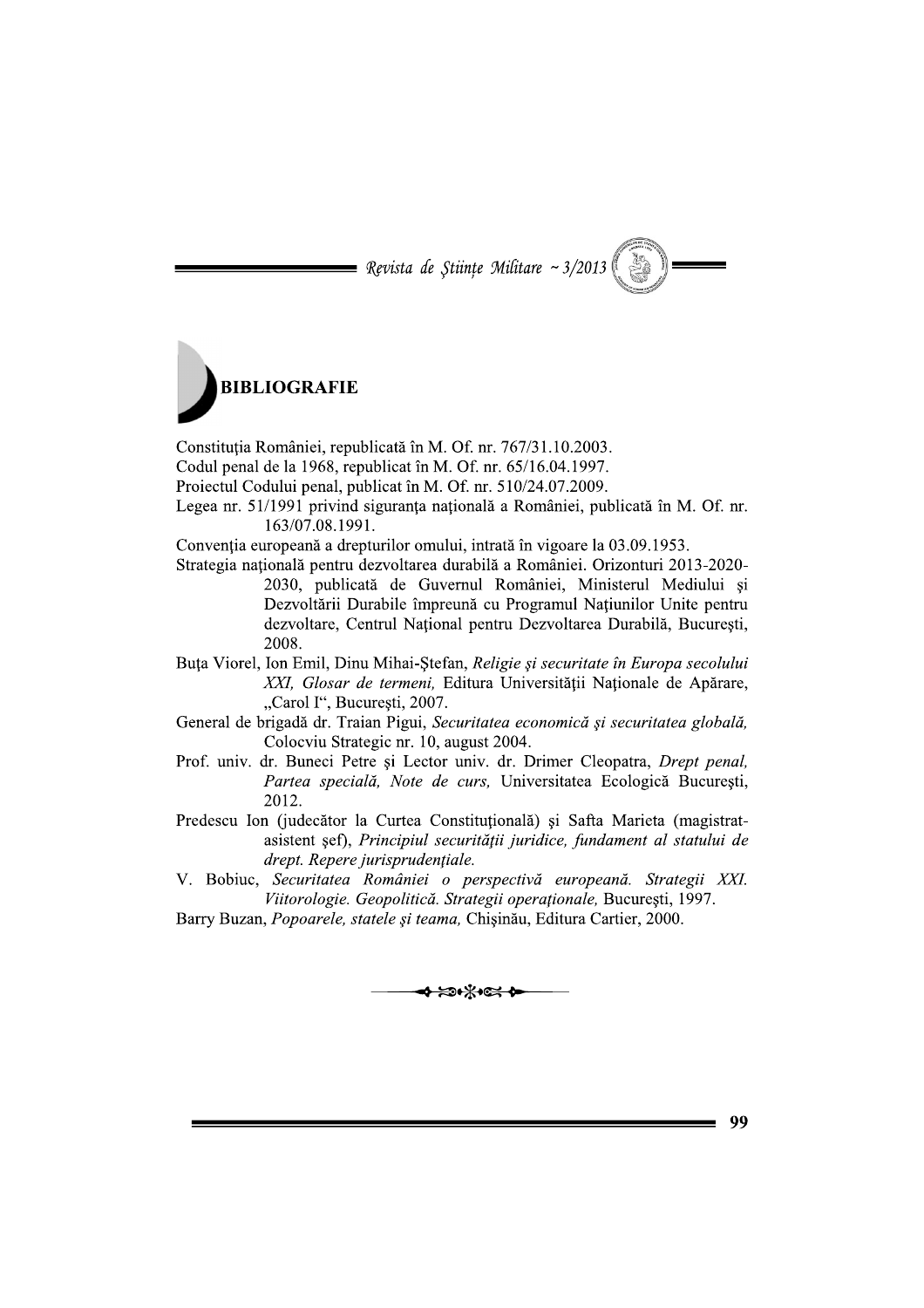## BIBLIOGRAFIE

Constituția României, republicată în M. Of. nr. 767/31.10.2003.

Codul penal de la 1968, republicat în M. Of. nr. 65/16.04.1997.

Proiectul Codului penal, publicat în M. Of. nr. 510/24.07.2009.

Legea nr. 51/1991 privind siguranța națională a României, publicată în M. Of. nr. 163/07.08.1991.

Convenția europeană a drepturilor omului, intrată în vigoare la 03.09.1953.

Strategia națională pentru dezvoltarea durabilă a României. Orizonturi 2013-2020-2030, publicată de Guvernul României, Ministerul Mediului și Dezvoltării Durabile împreună cu Programul Națiunilor Unite pentru dezvoltare, Centrul Național pentru Dezvoltarea Durabilă, București, 2008.

Buța Viorel, Ion Emil, Dinu Mihai-Ștefan, *Religie și securitate în Europa secolului XXI, Glosar de termeni,* Editura Universității Naționale de Apărare, „Carol I", București, 2007.

General de brigadă dr. Traian Pigui, *Securitatea economică și securitatea globală,* Colocviu Strategic nr. 10, august 2004.

Prof. univ. dr. Buneci Petre și Lector univ. dr. Drimer Cleopatra, *Drept penal, Partea specială, Note de curs,* Universitatea Ecologică București, 2012.

Predescu Ion (judecător la Curtea Constituțională) și Safta Marieta (magistrat-asistent șef), *Principiul securității juridice, fundament al statului de drept. Repere jurisprudențiale.*

V. Bobiuc, *Securitatea României o perspectivă europeană. Strategii XXI. Viitorologie. Geopolitică. Strategii operaționale,* București, 1997.

Barry Buzan, *Popoarele, statele și teama,* Chișinău, Editura Cartier, 2000.